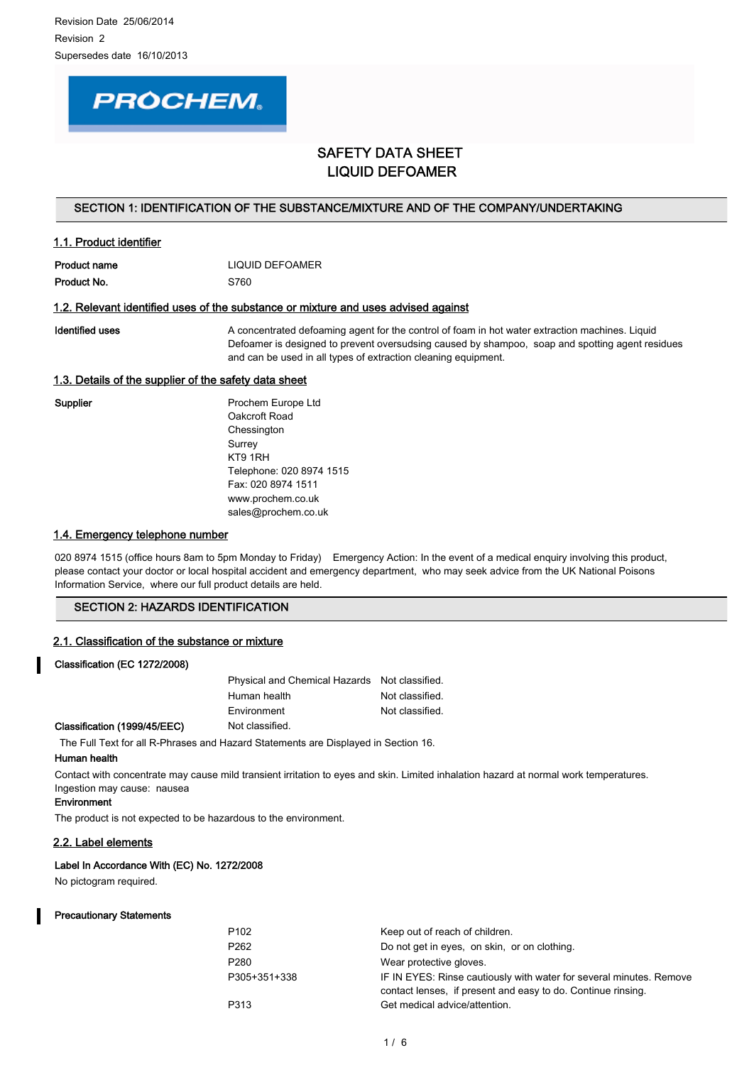Revision Date 25/06/2014

Revision 2

Supersedes date 16/10/2013

PROCHEM

# SAFETY DATA SHEET
# LIQUID DEFOAMER

## SECTION 1: IDENTIFICATION OF THE SUBSTANCE/MIXTURE AND OF THE COMPANY/UNDERTAKING

### 1.1. Product identifier

| | |
|---|---|
| **Product name** | LIQUID DEFOAMER |
| **Product No.** | S760 |

### 1.2. Relevant identified uses of the substance or mixture and uses advised against

| | |
|---|---|
| **Identified uses** | A concentrated defoaming agent for the control of foam in hot water extraction machines. Liquid Defoamer is designed to prevent oversudsing caused by shampoo, soap and spotting agent residues and can be used in all types of extraction cleaning equipment. |

### 1.3. Details of the supplier of the safety data sheet

**Supplier**

Prochem Europe Ltd
Oakcroft Road
Chessington
Surrey
KT9 1RH
Telephone: 020 8974 1515
Fax: 020 8974 1511
www.prochem.co.uk
sales@prochem.co.uk

### 1.4. Emergency telephone number

020 8974 1515 (office hours 8am to 5pm Monday to Friday) Emergency Action: In the event of a medical enquiry involving this product, please contact your doctor or local hospital accident and emergency department, who may seek advice from the UK National Poisons Information Service, where our full product details are held.

## SECTION 2: HAZARDS IDENTIFICATION

### 2.1. Classification of the substance or mixture

**Classification (EC 1272/2008)**

| | |
|---|---|
| Physical and Chemical Hazards | Not classified. |
| Human health | Not classified. |
| Environment | Not classified. |

**Classification (1999/45/EEC)** Not classified.

The Full Text for all R-Phrases and Hazard Statements are Displayed in Section 16.

**Human health**

Contact with concentrate may cause mild transient irritation to eyes and skin. Limited inhalation hazard at normal work temperatures. Ingestion may cause: nausea

**Environment**

The product is not expected to be hazardous to the environment.

### 2.2. Label elements

**Label In Accordance With (EC) No. 1272/2008**

No pictogram required.

**Precautionary Statements**

| | |
|---|---|
| P102 | Keep out of reach of children. |
| P262 | Do not get in eyes, on skin, or on clothing. |
| P280 | Wear protective gloves. |
| P305+351+338 | IF IN EYES: Rinse cautiously with water for several minutes. Remove contact lenses, if present and easy to do. Continue rinsing. |
| P313 | Get medical advice/attention. |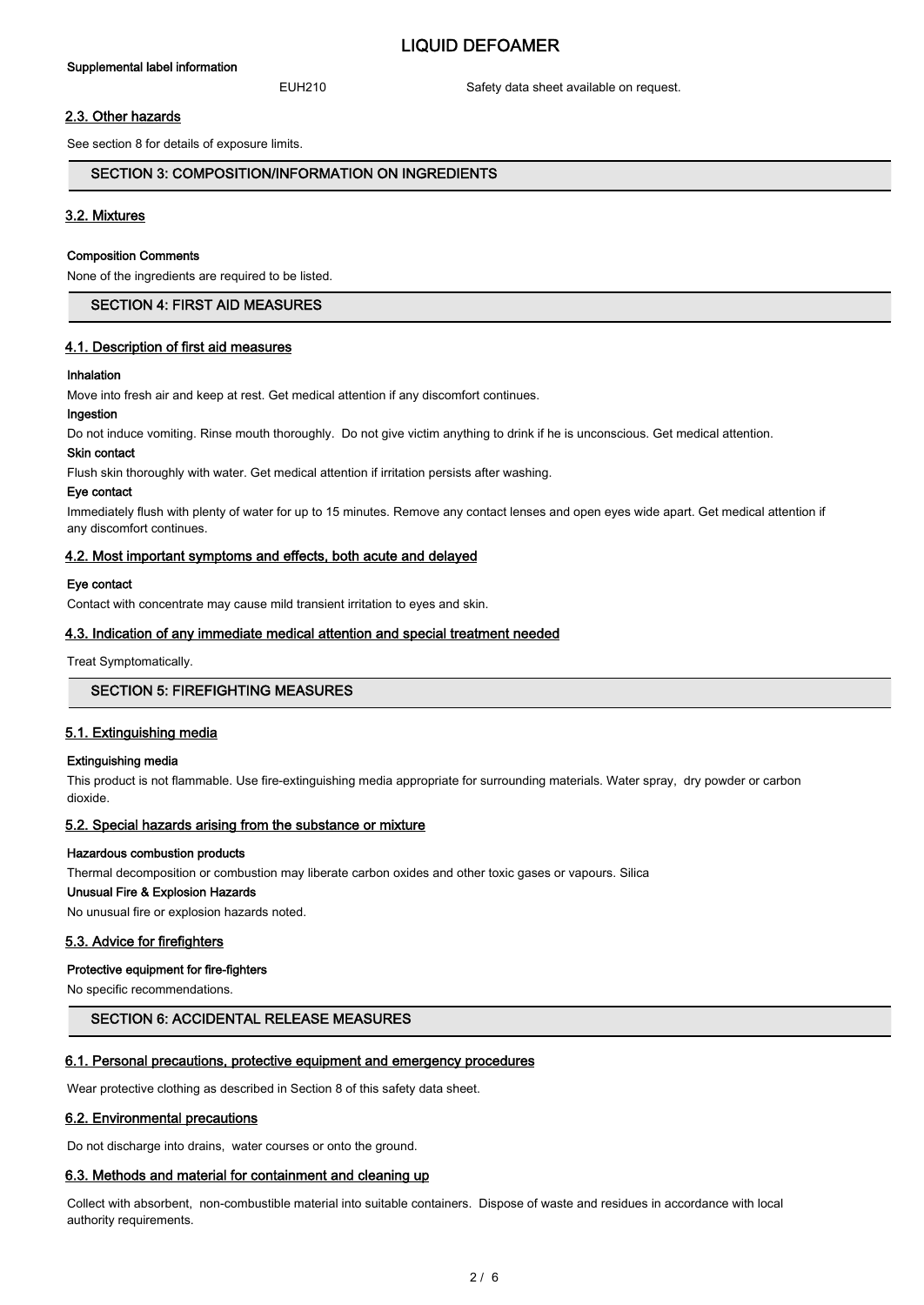**Supplemental label information**

EUH210 Safety data sheet available on request.

### 2.3. Other hazards

See section 8 for details of exposure limits.

## SECTION 3: COMPOSITION/INFORMATION ON INGREDIENTS

### 3.2. Mixtures

**Composition Comments**

None of the ingredients are required to be listed.

## SECTION 4: FIRST AID MEASURES

### 4.1. Description of first aid measures

**Inhalation**

Move into fresh air and keep at rest. Get medical attention if any discomfort continues.

**Ingestion**

Do not induce vomiting. Rinse mouth thoroughly. Do not give victim anything to drink if he is unconscious. Get medical attention.

**Skin contact**

Flush skin thoroughly with water. Get medical attention if irritation persists after washing.

**Eye contact**

Immediately flush with plenty of water for up to 15 minutes. Remove any contact lenses and open eyes wide apart. Get medical attention if any discomfort continues.

### 4.2. Most important symptoms and effects, both acute and delayed

**Eye contact**

Contact with concentrate may cause mild transient irritation to eyes and skin.

### 4.3. Indication of any immediate medical attention and special treatment needed

Treat Symptomatically.

## SECTION 5: FIREFIGHTING MEASURES

### 5.1. Extinguishing media

**Extinguishing media**

This product is not flammable. Use fire-extinguishing media appropriate for surrounding materials. Water spray, dry powder or carbon dioxide.

### 5.2. Special hazards arising from the substance or mixture

**Hazardous combustion products**

Thermal decomposition or combustion may liberate carbon oxides and other toxic gases or vapours. Silica

**Unusual Fire & Explosion Hazards**

No unusual fire or explosion hazards noted.

### 5.3. Advice for firefighters

**Protective equipment for fire-fighters**

No specific recommendations.

## SECTION 6: ACCIDENTAL RELEASE MEASURES

### 6.1. Personal precautions, protective equipment and emergency procedures

Wear protective clothing as described in Section 8 of this safety data sheet.

### 6.2. Environmental precautions

Do not discharge into drains, water courses or onto the ground.

### 6.3. Methods and material for containment and cleaning up

Collect with absorbent, non-combustible material into suitable containers. Dispose of waste and residues in accordance with local authority requirements.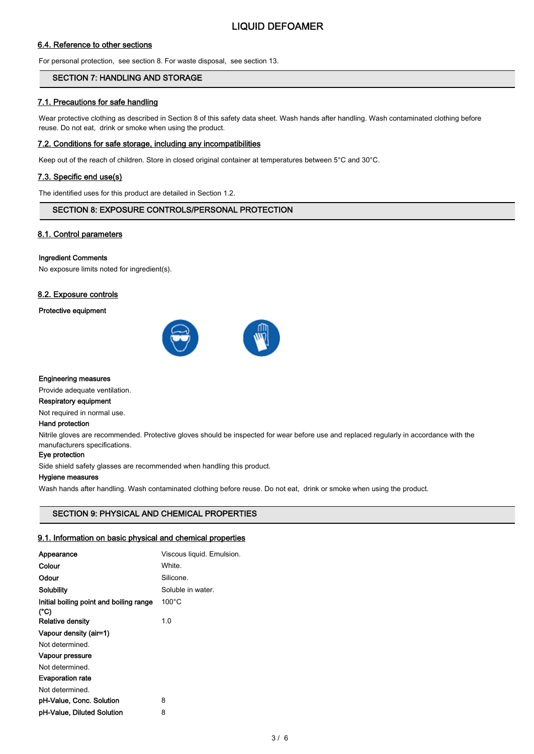### 6.4. Reference to other sections

For personal protection, see section 8. For waste disposal, see section 13.

## SECTION 7: HANDLING AND STORAGE

### 7.1. Precautions for safe handling

Wear protective clothing as described in Section 8 of this safety data sheet. Wash hands after handling. Wash contaminated clothing before reuse. Do not eat, drink or smoke when using the product.

### 7.2. Conditions for safe storage, including any incompatibilities

Keep out of the reach of children. Store in closed original container at temperatures between 5°C and 30°C.

### 7.3. Specific end use(s)

The identified uses for this product are detailed in Section 1.2.

## SECTION 8: EXPOSURE CONTROLS/PERSONAL PROTECTION

### 8.1. Control parameters

**Ingredient Comments**

No exposure limits noted for ingredient(s).

### 8.2. Exposure controls

**Protective equipment**

**Engineering measures**

Provide adequate ventilation.

**Respiratory equipment**

Not required in normal use.

**Hand protection**

Nitrile gloves are recommended. Protective gloves should be inspected for wear before use and replaced regularly in accordance with the manufacturers specifications.

**Eye protection**

Side shield safety glasses are recommended when handling this product.

**Hygiene measures**

Wash hands after handling. Wash contaminated clothing before reuse. Do not eat, drink or smoke when using the product.

## SECTION 9: PHYSICAL AND CHEMICAL PROPERTIES

### 9.1. Information on basic physical and chemical properties

| | |
|---|---|
| **Appearance** | Viscous liquid. Emulsion. |
| **Colour** | White. |
| **Odour** | Silicone. |
| **Solubility** | Soluble in water. |
| **Initial boiling point and boiling range (°C)** | 100°C |
| **Relative density** | 1.0 |

**Vapour density (air=1)**

Not determined.

**Vapour pressure**

Not determined.

**Evaporation rate**

Not determined.

| | |
|---|---|
| **pH-Value, Conc. Solution** | 8 |
| **pH-Value, Diluted Solution** | 8 |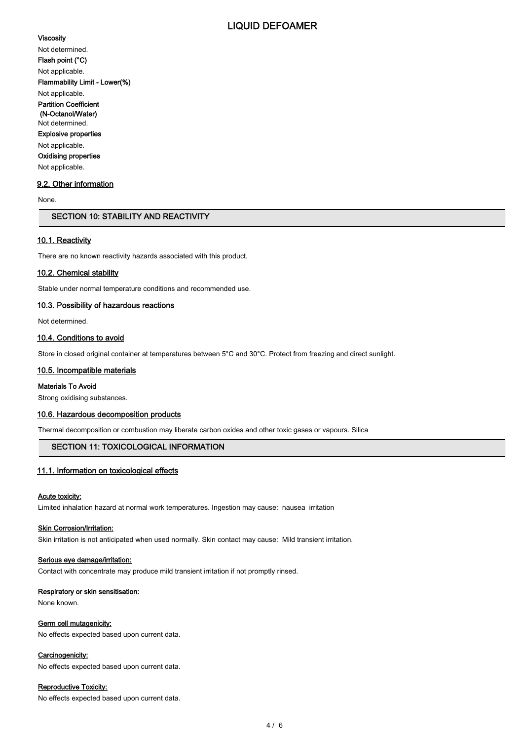**Viscosity**

Not determined.

**Flash point (°C)**

Not applicable.

**Flammability Limit - Lower(%)**

Not applicable.

**Partition Coefficient (N-Octanol/Water)**

Not determined.

**Explosive properties**

Not applicable.

**Oxidising properties**

Not applicable.

### 9.2. Other information

None.

## SECTION 10: STABILITY AND REACTIVITY

### 10.1. Reactivity

There are no known reactivity hazards associated with this product.

### 10.2. Chemical stability

Stable under normal temperature conditions and recommended use.

### 10.3. Possibility of hazardous reactions

Not determined.

### 10.4. Conditions to avoid

Store in closed original container at temperatures between 5°C and 30°C. Protect from freezing and direct sunlight.

### 10.5. Incompatible materials

**Materials To Avoid**

Strong oxidising substances.

### 10.6. Hazardous decomposition products

Thermal decomposition or combustion may liberate carbon oxides and other toxic gases or vapours. Silica

## SECTION 11: TOXICOLOGICAL INFORMATION

### 11.1. Information on toxicological effects

**Acute toxicity:**

Limited inhalation hazard at normal work temperatures. Ingestion may cause: nausea irritation

**Skin Corrosion/Irritation:**

Skin irritation is not anticipated when used normally. Skin contact may cause: Mild transient irritation.

**Serious eye damage/irritation:**

Contact with concentrate may produce mild transient irritation if not promptly rinsed.

**Respiratory or skin sensitisation:**

None known.

**Germ cell mutagenicity:**

No effects expected based upon current data.

**Carcinogenicity:**

No effects expected based upon current data.

**Reproductive Toxicity:**

No effects expected based upon current data.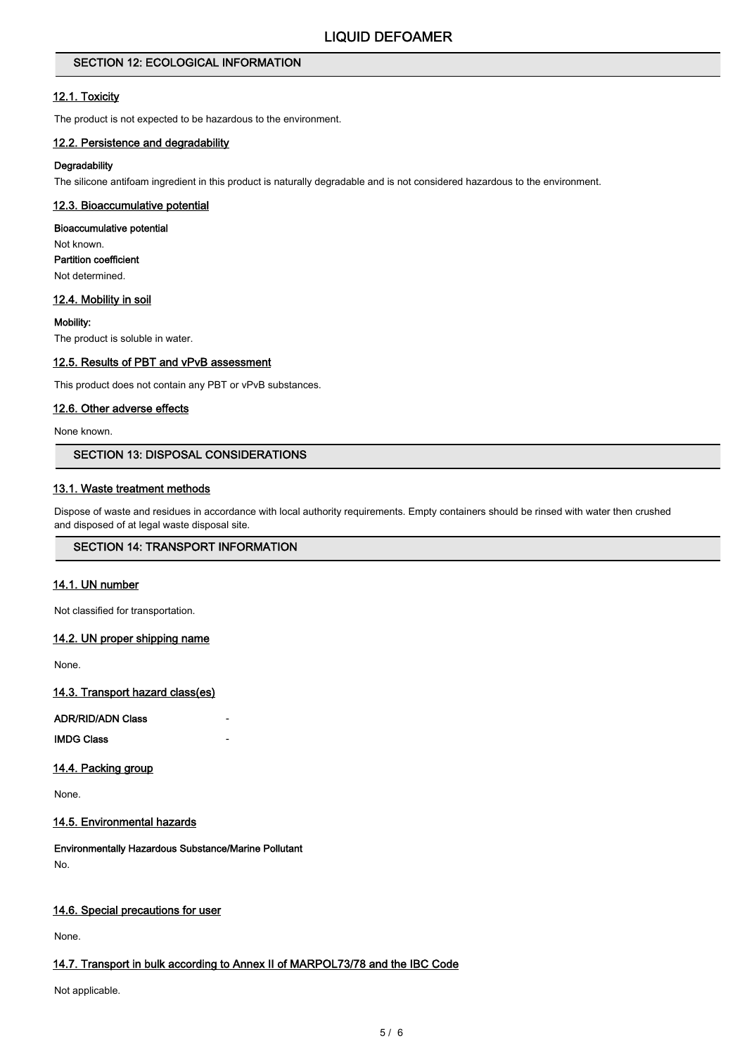## SECTION 12: ECOLOGICAL INFORMATION

### 12.1. Toxicity

The product is not expected to be hazardous to the environment.

### 12.2. Persistence and degradability

**Degradability**

The silicone antifoam ingredient in this product is naturally degradable and is not considered hazardous to the environment.

### 12.3. Bioaccumulative potential

**Bioaccumulative potential**

Not known.

**Partition coefficient**

Not determined.

### 12.4. Mobility in soil

**Mobility:**

The product is soluble in water.

### 12.5. Results of PBT and vPvB assessment

This product does not contain any PBT or vPvB substances.

### 12.6. Other adverse effects

None known.

## SECTION 13: DISPOSAL CONSIDERATIONS

### 13.1. Waste treatment methods

Dispose of waste and residues in accordance with local authority requirements. Empty containers should be rinsed with water then crushed and disposed of at legal waste disposal site.

## SECTION 14: TRANSPORT INFORMATION

### 14.1. UN number

Not classified for transportation.

### 14.2. UN proper shipping name

None.

### 14.3. Transport hazard class(es)

**ADR/RID/ADN Class** -

**IMDG Class** -

### 14.4. Packing group

None.

### 14.5. Environmental hazards

**Environmentally Hazardous Substance/Marine Pollutant**

No.

### 14.6. Special precautions for user

None.

### 14.7. Transport in bulk according to Annex II of MARPOL73/78 and the IBC Code

Not applicable.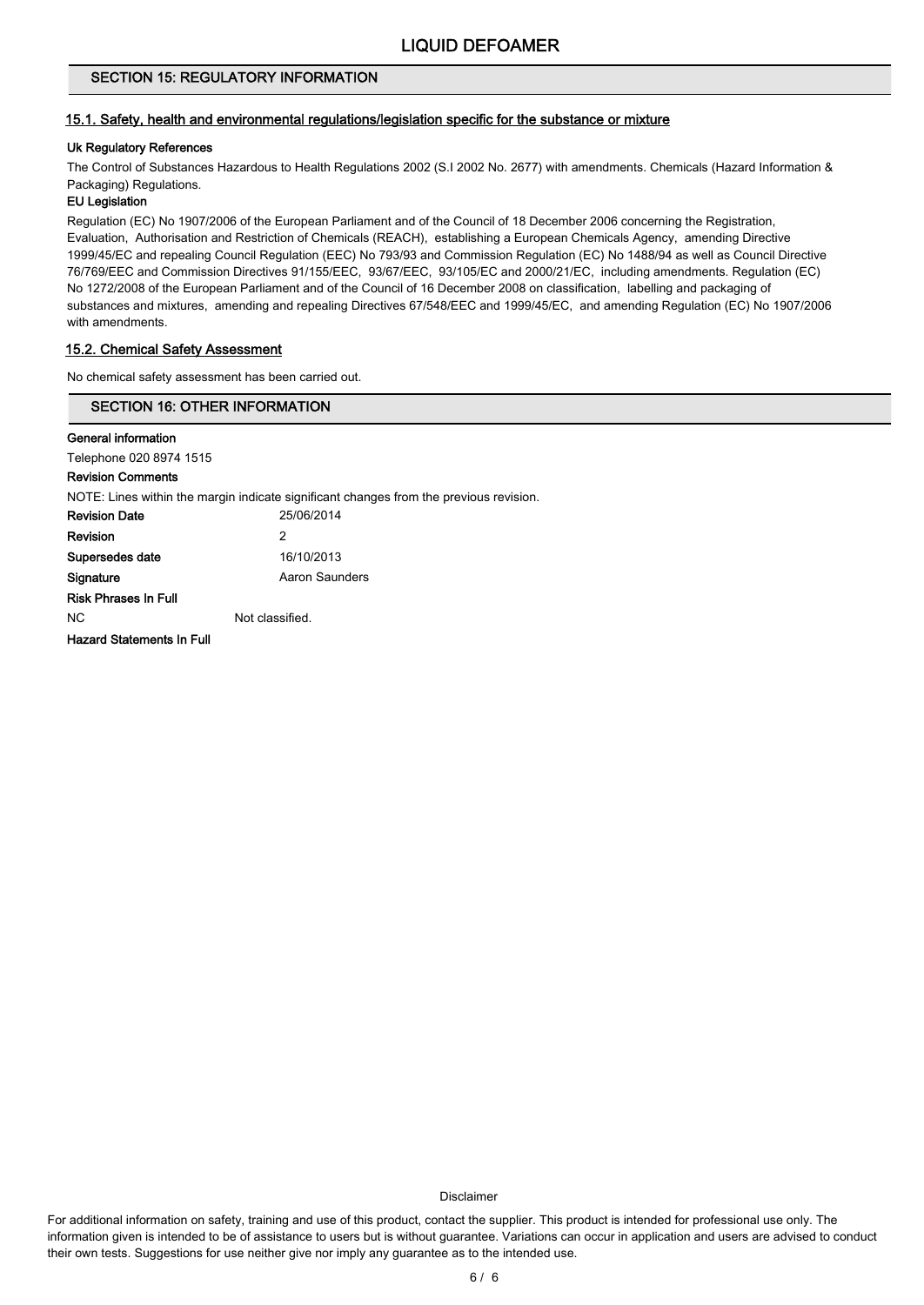## SECTION 15: REGULATORY INFORMATION

### 15.1. Safety, health and environmental regulations/legislation specific for the substance or mixture

**Uk Regulatory References**

The Control of Substances Hazardous to Health Regulations 2002 (S.I 2002 No. 2677) with amendments. Chemicals (Hazard Information & Packaging) Regulations.

**EU Legislation**

Regulation (EC) No 1907/2006 of the European Parliament and of the Council of 18 December 2006 concerning the Registration, Evaluation, Authorisation and Restriction of Chemicals (REACH), establishing a European Chemicals Agency, amending Directive 1999/45/EC and repealing Council Regulation (EEC) No 793/93 and Commission Regulation (EC) No 1488/94 as well as Council Directive 76/769/EEC and Commission Directives 91/155/EEC, 93/67/EEC, 93/105/EC and 2000/21/EC, including amendments. Regulation (EC) No 1272/2008 of the European Parliament and of the Council of 16 December 2008 on classification, labelling and packaging of substances and mixtures, amending and repealing Directives 67/548/EEC and 1999/45/EC, and amending Regulation (EC) No 1907/2006 with amendments.

### 15.2. Chemical Safety Assessment

No chemical safety assessment has been carried out.

## SECTION 16: OTHER INFORMATION

**General information**

Telephone 020 8974 1515

**Revision Comments**

NOTE: Lines within the margin indicate significant changes from the previous revision.

| | |
|---|---|
| **Revision Date** | 25/06/2014 |
| **Revision** | 2 |
| **Supersedes date** | 16/10/2013 |
| **Signature** | Aaron Saunders |

**Risk Phrases In Full**

NC Not classified.

**Hazard Statements In Full**

Disclaimer

For additional information on safety, training and use of this product, contact the supplier. This product is intended for professional use only. The information given is intended to be of assistance to users but is without guarantee. Variations can occur in application and users are advised to conduct their own tests. Suggestions for use neither give nor imply any guarantee as to the intended use.